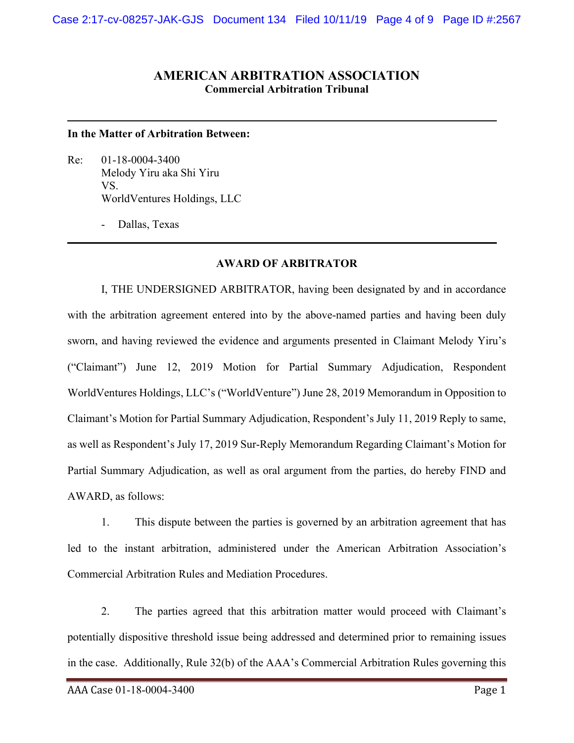# AMERICAN ARBITRATION ASSOCIATION
## Commercial Arbitration Tribunal

---

**In the Matter of Arbitration Between:**

Re: 01-18-0004-3400
Melody Yiru aka Shi Yiru
VS.
WorldVentures Holdings, LLC

- Dallas, Texas

---

**AWARD OF ARBITRATOR**

I, THE UNDERSIGNED ARBITRATOR, having been designated by and in accordance with the arbitration agreement entered into by the above-named parties and having been duly sworn, and having reviewed the evidence and arguments presented in Claimant Melody Yiru's ("Claimant") June 12, 2019 Motion for Partial Summary Adjudication, Respondent WorldVentures Holdings, LLC's ("WorldVenture") June 28, 2019 Memorandum in Opposition to Claimant's Motion for Partial Summary Adjudication, Respondent's July 11, 2019 Reply to same, as well as Respondent's July 17, 2019 Sur-Reply Memorandum Regarding Claimant's Motion for Partial Summary Adjudication, as well as oral argument from the parties, do hereby FIND and AWARD, as follows:

1. This dispute between the parties is governed by an arbitration agreement that has led to the instant arbitration, administered under the American Arbitration Association's Commercial Arbitration Rules and Mediation Procedures.

2. The parties agreed that this arbitration matter would proceed with Claimant's potentially dispositive threshold issue being addressed and determined prior to remaining issues in the case. Additionally, Rule 32(b) of the AAA's Commercial Arbitration Rules governing this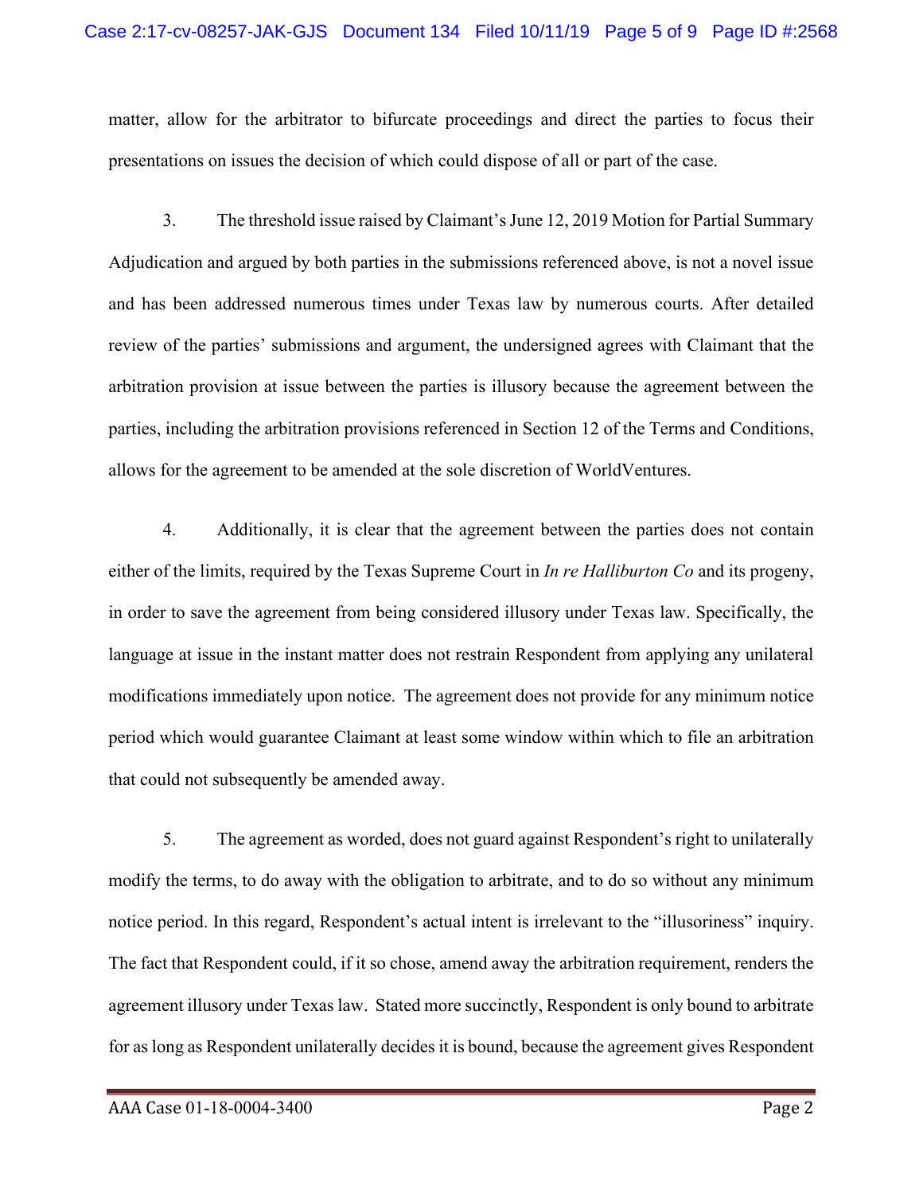matter, allow for the arbitrator to bifurcate proceedings and direct the parties to focus their presentations on issues the decision of which could dispose of all or part of the case.

3. The threshold issue raised by Claimant's June 12, 2019 Motion for Partial Summary Adjudication and argued by both parties in the submissions referenced above, is not a novel issue and has been addressed numerous times under Texas law by numerous courts. After detailed review of the parties' submissions and argument, the undersigned agrees with Claimant that the arbitration provision at issue between the parties is illusory because the agreement between the parties, including the arbitration provisions referenced in Section 12 of the Terms and Conditions, allows for the agreement to be amended at the sole discretion of WorldVentures.

4. Additionally, it is clear that the agreement between the parties does not contain either of the limits, required by the Texas Supreme Court in *In re Halliburton Co* and its progeny, in order to save the agreement from being considered illusory under Texas law. Specifically, the language at issue in the instant matter does not restrain Respondent from applying any unilateral modifications immediately upon notice. The agreement does not provide for any minimum notice period which would guarantee Claimant at least some window within which to file an arbitration that could not subsequently be amended away.

5. The agreement as worded, does not guard against Respondent's right to unilaterally modify the terms, to do away with the obligation to arbitrate, and to do so without any minimum notice period. In this regard, Respondent's actual intent is irrelevant to the "illusoriness" inquiry. The fact that Respondent could, if it so chose, amend away the arbitration requirement, renders the agreement illusory under Texas law. Stated more succinctly, Respondent is only bound to arbitrate for as long as Respondent unilaterally decides it is bound, because the agreement gives Respondent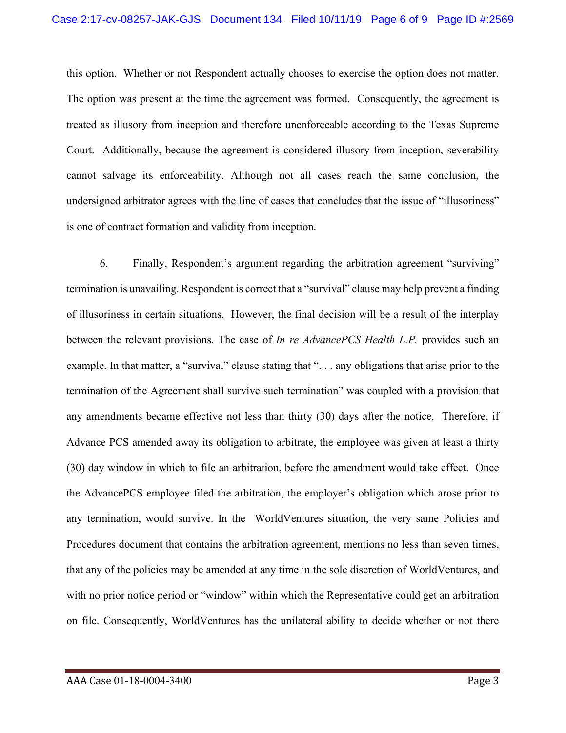this option. Whether or not Respondent actually chooses to exercise the option does not matter. The option was present at the time the agreement was formed. Consequently, the agreement is treated as illusory from inception and therefore unenforceable according to the Texas Supreme Court. Additionally, because the agreement is considered illusory from inception, severability cannot salvage its enforceability. Although not all cases reach the same conclusion, the undersigned arbitrator agrees with the line of cases that concludes that the issue of "illusoriness" is one of contract formation and validity from inception.

6. Finally, Respondent's argument regarding the arbitration agreement "surviving" termination is unavailing. Respondent is correct that a "survival" clause may help prevent a finding of illusoriness in certain situations. However, the final decision will be a result of the interplay between the relevant provisions. The case of *In re AdvancePCS Health L.P.* provides such an example. In that matter, a "survival" clause stating that ". . . any obligations that arise prior to the termination of the Agreement shall survive such termination" was coupled with a provision that any amendments became effective not less than thirty (30) days after the notice. Therefore, if Advance PCS amended away its obligation to arbitrate, the employee was given at least a thirty (30) day window in which to file an arbitration, before the amendment would take effect. Once the AdvancePCS employee filed the arbitration, the employer's obligation which arose prior to any termination, would survive. In the WorldVentures situation, the very same Policies and Procedures document that contains the arbitration agreement, mentions no less than seven times, that any of the policies may be amended at any time in the sole discretion of WorldVentures, and with no prior notice period or "window" within which the Representative could get an arbitration on file. Consequently, WorldVentures has the unilateral ability to decide whether or not there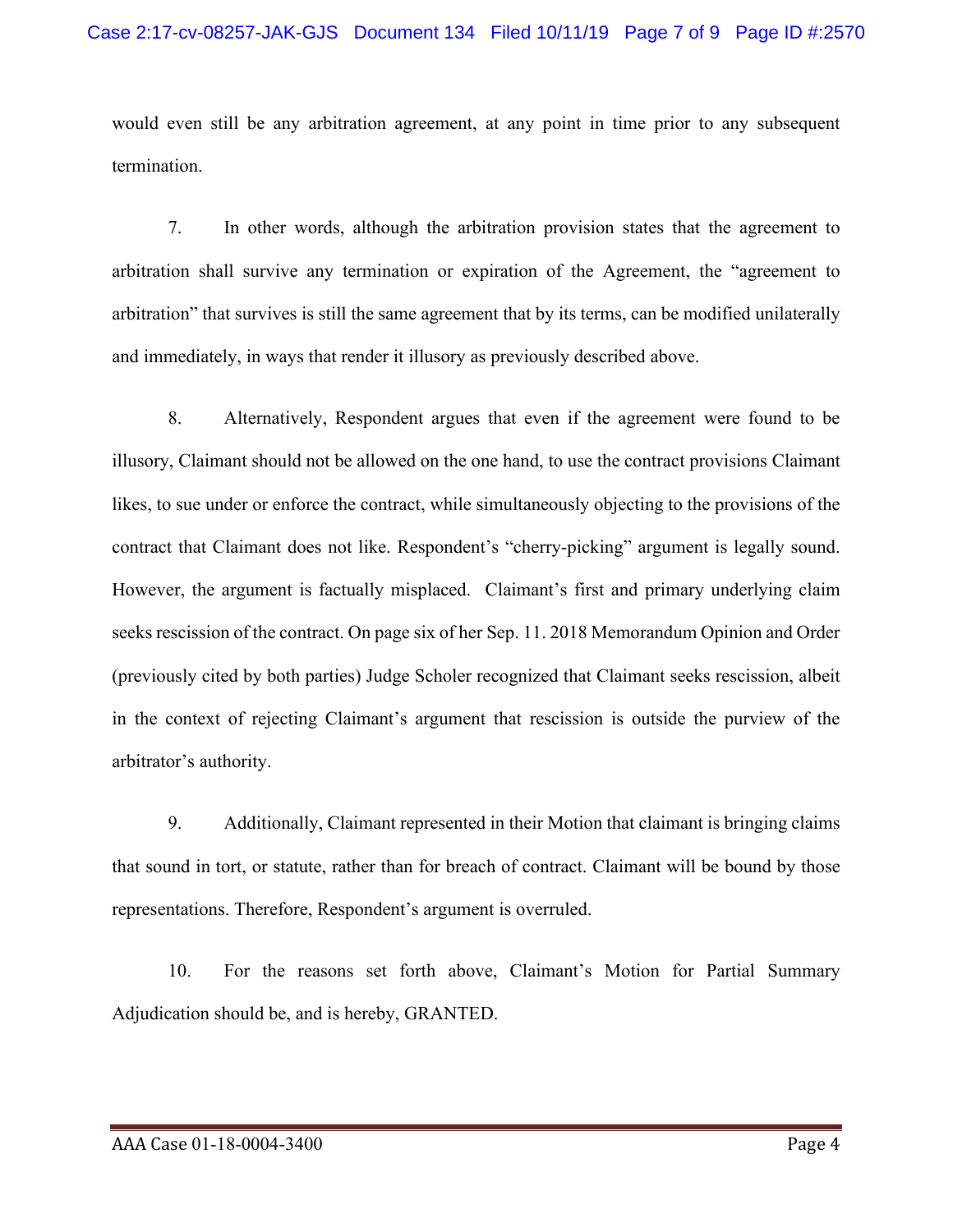would even still be any arbitration agreement, at any point in time prior to any subsequent termination.

7. In other words, although the arbitration provision states that the agreement to arbitration shall survive any termination or expiration of the Agreement, the "agreement to arbitration" that survives is still the same agreement that by its terms, can be modified unilaterally and immediately, in ways that render it illusory as previously described above.

8. Alternatively, Respondent argues that even if the agreement were found to be illusory, Claimant should not be allowed on the one hand, to use the contract provisions Claimant likes, to sue under or enforce the contract, while simultaneously objecting to the provisions of the contract that Claimant does not like. Respondent's "cherry-picking" argument is legally sound. However, the argument is factually misplaced. Claimant's first and primary underlying claim seeks rescission of the contract. On page six of her Sep. 11. 2018 Memorandum Opinion and Order (previously cited by both parties) Judge Scholer recognized that Claimant seeks rescission, albeit in the context of rejecting Claimant's argument that rescission is outside the purview of the arbitrator's authority.

9. Additionally, Claimant represented in their Motion that claimant is bringing claims that sound in tort, or statute, rather than for breach of contract. Claimant will be bound by those representations. Therefore, Respondent's argument is overruled.

10. For the reasons set forth above, Claimant's Motion for Partial Summary Adjudication should be, and is hereby, GRANTED.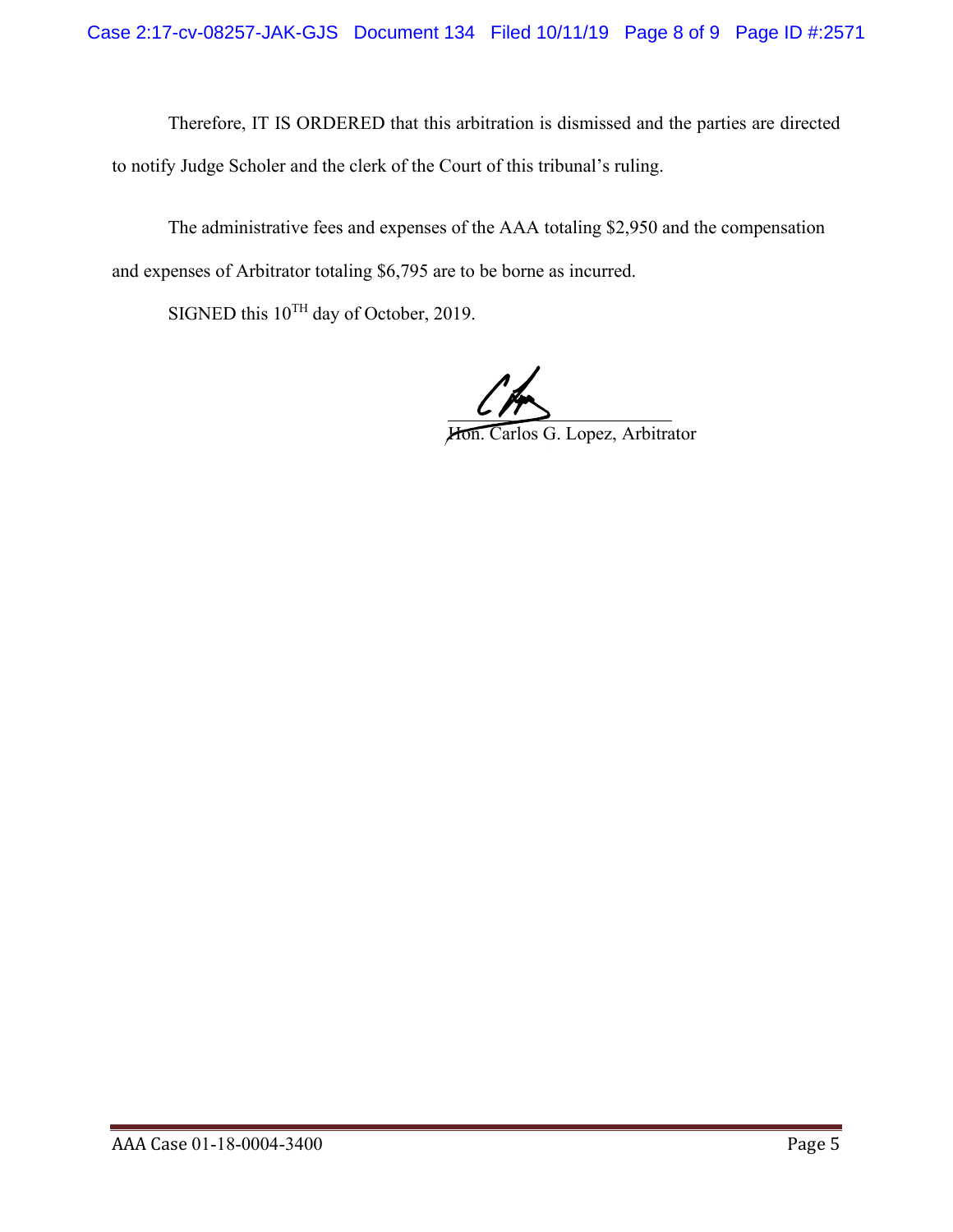Therefore, IT IS ORDERED that this arbitration is dismissed and the parties are directed to notify Judge Scholer and the clerk of the Court of this tribunal's ruling.

The administrative fees and expenses of the AAA totaling $2,950 and the compensation and expenses of Arbitrator totaling $6,795 are to be borne as incurred.

SIGNED this 10TH day of October, 2019.

Hon. Carlos G. Lopez, Arbitrator